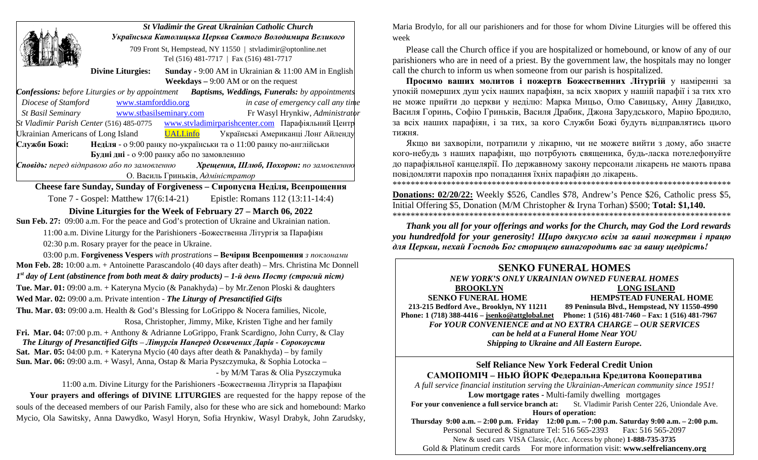# St Vladimir the Great Ukrainian Catholic Church

## Українська Католицька Церква Святого Володимира Великого

709 Front St, Hempstead, NY 11550 | stvladimir@optonline.net
Tel (516) 481-7717 | Fax (516) 481-7717

**Divine Liturgies:** **Sunday** - 9:00 AM in Ukrainian & 11:00 AM in English
**Weekdays** – 9:00 AM or on the request

***Confessions:*** *before Liturgies or by appointment* ***Baptisms, Weddings, Funerals:*** *by appointments*

*Diocese of Stamford* www.stamforddio.org *in case of emergency call any time*

*St Basil Seminary* www.stbasilseminary.com Fr Wasyl Hrynkiw, *Administrator*

*St Vladimir Parish Center* (516) 485-0775 www.stvladimirparishcenter.com Парафіяльний Центр

Ukrainian Americans of Long Island UALI.info Українські Американці Лонг Айленду

**Служби Божі:** **Неділя** - о 9:00 ранку по-українськи та о 11:00 ранку по-англійськи
**Будні дні** - о 9:00 ранку або по замовленню

***Сповідь:*** *перед відправою або по замовленню* ***Хрещення, Шлюб, Похорон:*** *по замовленню*

О. Василь Гриньків, *Адміністратор*

**Cheese fare Sunday, Sunday of Forgiveness – Сиропусна Неділя, Всепрощення**

Tone 7 - Gospel: Matthew 17(6:14-21) Epistle: Romans 112 (13:11-14:4)

**Divine Liturgies for the Week of February 27 – March 06, 2022**

**Sun Feb. 27:** 09:00 a.m. For the peace and God's protection of Ukraine and Ukrainian nation.
11:00 a.m. Divine Liturgy for the Parishioners -Божественна Літургія за Парафіян
02:30 p.m. Rosary prayer for the peace in Ukraine.
03:00 p.m. **Forgiveness Vespers** *with prostrations* **– Вечірня Всепрощення** *з поклонами*

**Mon Feb. 28:** 10:00 a.m. + Antoinette Parascandolo (40 days after death) – Mrs. Christina Mc Donnell

***1st day of Lent (abstinence from both meat & dairy products) – 1-й день Посту (строгий піст)***

**Tue. Mar. 01:** 09:00 a.m. + Kateryna Mycio (& Panakhyda) – by Mr.Zenon Ploski & daughters

**Wed Mar. 02:** 09:00 a.m. Private intention - ***The Liturgy of Presanctified Gifts***

**Thu. Mar. 03:** 09:00 a.m. Health & God's Blessing for LoGrippo & Nocera families, Nicole, Rosa, Christopher, Jimmy, Mike, Kristen Tighe and her family

**Fri. Mar. 04:** 07:00 p.m. + Anthony & Adrianne LoGrippo, Frank Scardigno, John Curry, & Clay
***The Liturgy of Presanctified Gifts – Літургія Наперед Освячених Дарів - Сорокоусти***

**Sat. Mar. 05:** 04:00 p.m. + Kateryna Mycio (40 days after death & Panakhyda) – by family

**Sun. Mar. 06:** 09:00 a.m. + Wasyl, Anna, Ostap & Maria Pyszczymuka, & Sophia Lotocka – - by M/M Taras & Olia Pyszczymuka
11:00 a.m. Divine Liturgy for the Parishioners -Божественна Літургія за Парафіян

**Your prayers and offerings of DIVINE LITURGIES** are requested for the happy repose of the souls of the deceased members of our Parish Family, also for these who are sick and homebound: Marko Mycio, Ola Sawitsky, Anna Dawydko, Wasyl Horyn, Sofia Hrynkiw, Wasyl Drabyk, John Zarudsky, Maria Brodylo, for all our parishioners and for those for whom Divine Liturgies will be offered this week

Please call the Church office if you are hospitalized or homebound, or know of any of our parishioners who are in need of a priest. By the government law, the hospitals may no longer call the church to inform us when someone from our parish is hospitalized.

**Просимо ваших молитов і пожертв Божественних Літургій** у намірені за упокій померших душ усіх наших парафіян, за всіх хворих у нашій парафії і за тих хто не може прийти до церкви у неділю: Марка Мицьо, Олю Савицьку, Анну Давидко, Василя Горинь, Софію Гриньків, Василя Драбик, Джона Зарудського, Марію Бродило, за всіх наших парафіян, і за тих, за кого Служби Божі будуть відправлятись цього тижня.

Якщо ви захворіли, потрапили у лікарню, чи не можете вийти з дому, або знаєте кого-небудь з наших парафіян, що потребують священика, будь-ласка потелефонуйте до парафіяльної канцелярії. По державному закону персонали лікарень не мають права повідомляти парохів про попадання їхніх парафіян до лікарень.

******************************************************************************

**Donations: 02/20/22:** Weekly $526, Candles $78, Andrew's Pence $26, Catholic press $5, Initial Offering $5, Donation (M/M Christopher & Iryna Torhan) $500; **Total: $1,140.**

******************************************************************************

***Thank you all for your offerings and works for the Church, may God the Lord rewards you hundredfold for your generosity! Щиро дякуємо всім за ваші пожертви і працю для Церкви, нехай Господь Бог сторицею винагородить вас за вашу щедрість!***

## SENKO FUNERAL HOMES

***NEW YORK'S ONLY UKRAINIAN OWNED FUNERAL HOMES***

**BROOKLYN**
**SENKO FUNERAL HOME**
**213-215 Bedford Ave., Brooklyn, NY 11211**
**Phone: 1 (718) 388-4416 – jsenko@attglobal.net**

**LONG ISLAND**
**HEMPSTEAD FUNERAL HOME**
**89 Peninsula Blvd., Hempstead, NY 11550-4990**
**Phone: 1 (516) 481-7460 – Fax: 1 (516) 481-7967**

***For YOUR CONVENIENCE and at NO EXTRA CHARGE – OUR SERVICES can be held at a Funeral Home Near YOU***
***Shipping to Ukraine and All Eastern Europe.***

## Self Reliance New York Federal Credit Union

**САМОПОМІЧ – НЬЮ ЙОРК Федеральна Кредитова Кооператива**

*A full service financial institution serving the Ukrainian-American community since 1951!*

**Low mortgage rates -** Multi-family dwelling mortgages

**For your convenience a full service branch at:** St. Vladimir Parish Center 226, Uniondale Ave.

**Hours of operation:**

**Thursday 9:00 a.m. – 2:00 p.m. Friday 12:00 p.m. – 7:00 p.m. Saturday 9:00 a.m. – 2:00 p.m.**

Personal Secured & Signature Tel: 516 565-2393 Fax: 516 565-2097

New & used cars VISA Classic, (Acc. Access by phone) **1-888-735-3735**

Gold & Platinum credit cards For more information visit: **www.selfrelianceny.org**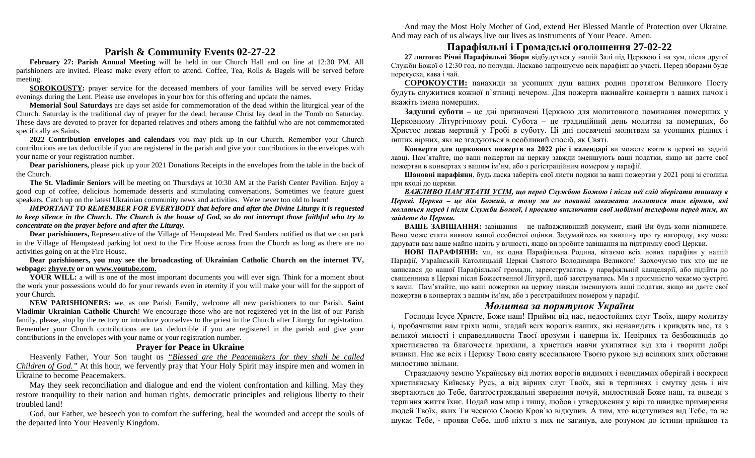## Parish & Community Events 02-27-22

**February 27: Parish Annual Meeting** will be held in our Church Hall and on line at 12:30 PM. All parishioners are invited. Please make every effort to attend. Coffee, Tea, Rolls & Bagels will be served before meeting.

**SOROKOUSTY:** prayer service for the deceased members of your families will be served every Friday evenings during the Lent. Please use envelopes in your box for this offering and update the names.

**Memorial Soul Saturdays** are days set aside for commemoration of the dead within the liturgical year of the Church. Saturday is the traditional day of prayer for the dead, because Christ lay dead in the Tomb on Saturday. These days are devoted to prayer for departed relatives and others among the faithful who are not commemorated specifically as Saints.

**2022 Contribution envelopes and calendars** you may pick up in our Church. Remember your Church contributions are tax deductible if you are registered in the parish and give your contributions in the envelopes with your name or your registration number.

**Dear parishioners,** please pick up your 2021 Donations Receipts in the envelopes from the table in the back of the Church.

**The St. Vladimir Seniors** will be meeting on Thursdays at 10:30 AM at the Parish Center Pavilion. Enjoy a good cup of coffee, delicious homemade desserts and stimulating conversations. Sometimes we feature guest speakers. Catch up on the latest Ukrainian community news and activities. We're never too old to learn!

***IMPORTANT TO REMEMBER FOR EVERYBODY that before and after the Divine Liturgy it is requested to keep silence in the Church. The Church is the house of God, so do not interrupt those faithful who try to concentrate on the prayer before and after the Liturgy.***

**Dear parishioners,** Representative of the Village of Hempstead Mr. Fred Sanders notified us that we can park in the Village of Hempstead parking lot next to the Fire House across from the Church as long as there are no activities going on at the Fire House.

**Dear parishioners, you may see the broadcasting of Ukrainian Catholic Church on the internet TV, webpage: zhyve.tv or on www.youtube.com.**

**YOUR WILL:** a will is one of the most important documents you will ever sign. Think for a moment about the work your possessions would do for your rewards even in eternity if you will make your will for the support of your Church.

**NEW PARISHIONERS:** we, as one Parish Family, welcome all new parishioners to our Parish, **Saint Vladimir Ukrainian Catholic Church**! We encourage those who are not registered yet in the list of our Parish family, please, stop by the rectory or introduce yourselves to the priest in the Church after Liturgy for registration. Remember your Church contributions are tax deductible if you are registered in the parish and give your contributions in the envelopes with your name or your registration number.

### Prayer for Peace in Ukraine

Heavenly Father, Your Son taught us *"Blessed are the Peacemakers for they shall be called Children of God."* At this hour, we fervently pray that Your Holy Spirit may inspire men and women in Ukraine to become Peacemakers.

May they seek reconciliation and dialogue and end the violent confrontation and killing. May they restore tranquility to their nation and human rights, democratic principles and religious liberty to their troubled land!

God, our Father, we beseech you to comfort the suffering, heal the wounded and accept the souls of the departed into Your Heavenly Kingdom.

And may the Most Holy Mother of God, extend Her Blessed Mantle of Protection over Ukraine. And may each of us always live our lives as instruments of Your Peace. Amen.

## Парафіяльні і Громадські оголошення 27-02-22

**27 лютого: Річні Парафіяльні Збори** відбудуться у нашій Залі під Церквою і на зум, після другої Служби Божої о 12:30 год. по полудні. Ласкаво запрошуємо всіх парафіян до участі. Перед зборами буде перекуска, кава і чай.

**СОРОКОУСТИ:** панахиди за усопших душ ваших родин протягом Великого Посту будуть служитися кожної п`ятниці вечером. Для пожертв вживайте конверти з ваших пачок і вкажіть імена померших.

**Задушні суботи** – це дні призначені Церквою для молитовного поминання померших у Церковному Літургічному році. Субота – це традиційний день молитви за померших, бо Христос лежав мертвий у Гробі в суботу. Ці дні посвячені молитвам за усопших рідних і інших вірних, які не згадуються в особливий спосіб, як Святі.

**Конверти для церковних пожертв на 2022 рік і календарі** ви можете взяти в церкві на задній лавці. Пам'ятайте, що ваші пожертви на церкву завжди зменшують ваші податки, якщо ви даєте свої пожертви в конвертах з вашим ім'ям, або з регістраційним номером у парафії.

**Шановні парафіяни**, будь ласка заберіть свої листи подяки за ваші пожертви у 2021 році зі столика при вході до церкви.

***ВАЖЛИВО ПАМ`ЯТАТИ УСІМ, що перед Службою Божою і після неї слід зберігати тишину в Церкві. Церква – це дім Божий, а тому ми не повинні заважати молитися тим вірним, які моляться перед і після Служби Божої, і просимо виключати свої мобільні телефони перед тим, як зайдете до Церкви.***

**ВАШЕ ЗАВІЩАННЯ:** завіщання – це найважливіший документ, який Ви будь-коли підпишете. Воно може стати виявом вашої особистої оцінки. Задумайтесь на хвилину про ту нагороду, яку може дарувати вам ваше майно навіть у вічності, якщо ви зробите завіщання на підтримку своєї Церкви.

**НОВІ ПАРАФІЯНИ:** ми, як одна Парафіяльна Родина, вітаємо всіх нових парафіян у нашій Парафії, Українській Католицькій Церкві Святого Володимира Великого! Заохочуємо тих хто ще не записався до нашої Парафіяльної громади, зареєструватись у парафіяльній канцелярії, або підійти до священника в Церкві після Божественної Літургії, щоб зазреєструватись. Ми з приємністю чекаємо зустрічі з вами. Пам'ятайте, що ваші пожертви на церкву завжди зменшують ваші податки, якщо ви даєте свої пожертви в конвертах з вашим ім'ям, або з реєстраційним номером у парафії.

### *Молитва за порятунок України*

Господи Ісусе Христе, Боже наш! Прийми від нас, недостойних слуг Твоїх, щиру молитву і, пробачивши нам гріхи наші, згадай всіх ворогів наших, які ненавидять і кривдять нас, та з великої милості і справедливості Твоєї врозуми і наверни їх. Невірних та безбожників до християнства та благочестя прихили, а християн навчи ухилятися від зла і творити добрі вчинки. Нас же всіх і Церкву Твою святу всесильною Твоєю рукою від всіляких злих обставин милостиво звільни.

Страждаючу землю Українську від лютих ворогів видимих і невидимих оберігай і воскреси християнську Київську Русь, а від вірних слуг Твоїх, які в терпіннях і смутку день і ніч звертаються до Тебе, багатостраждальні звернення почуй, милостивий Боже наш, та виведи з терпіння життя їхнє. Подай нам мир і тишу, любов і утвердження у вірі та швидке примирення людей Твоїх, яких Ти чесною Своєю Кров`ю відкупив. А тим, хто відступився від Тебе, та не шукає Тебе, - прояви Себе, щоб ніхто з них не загинув, але розумом до істини прийшов та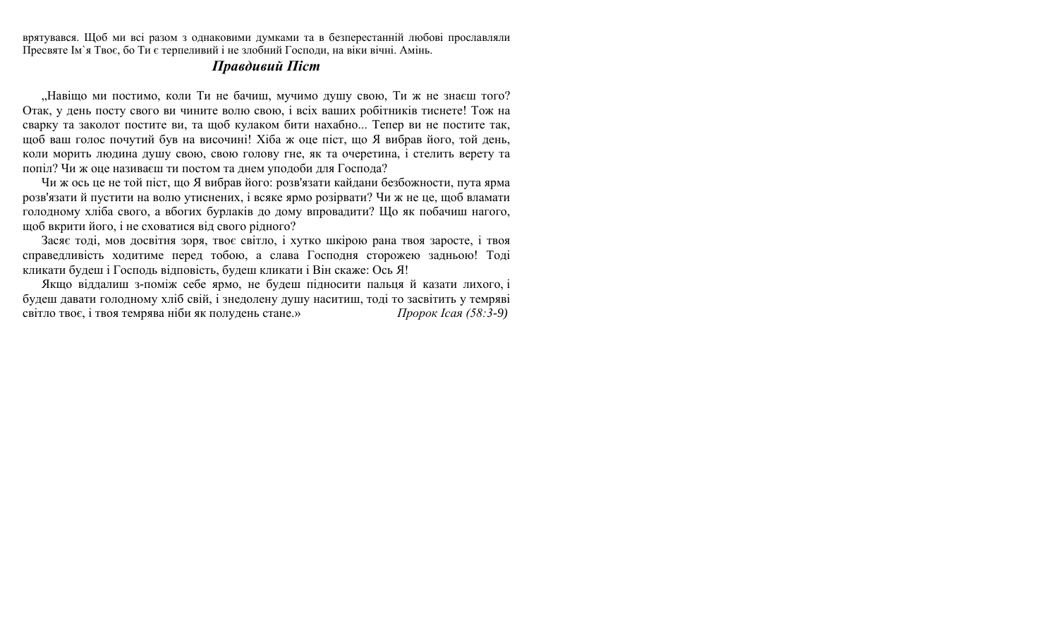врятувався. Щоб ми всі разом з однаковими думками та в безперестанній любові прославляли Пресвяте Ім`я Твоє, бо Ти є терпеливий і не злобний Господи, на віки вічні. Амінь.

## ***Правдивий Піст***

„Навіщо ми постимо, коли Ти не бачиш, мучимо душу свою, Ти ж не знаєш того? Отак, у день посту свого ви чините волю свою, і всіх ваших робітників тиснете! Тож на сварку та заколот постите ви, та щоб кулаком бити нахабно... Тепер ви не постите так, щоб ваш голос почутий був на височині! Хіба ж оце піст, що Я вибрав його, той день, коли морить людина душу свою, свою голову гне, як та очеретина, і стелить верету та попіл? Чи ж оце називаєш ти постом та днем уподоби для Господа?

Чи ж ось це не той піст, що Я вибрав його: розв'язати кайдани безбожности, пута ярма розв'язати й пустити на волю утиснених, і всяке ярмо розірвати? Чи ж не це, щоб вламати голодному хліба свого, а вбогих бурлаків до дому впровадити? Що як побачиш нагого, щоб вкрити його, і не сховатися від свого рідного?

Засяє тоді, мов досвітня зоря, твоє світло, і хутко шкірою рана твоя заросте, і твоя справедливість ходитиме перед тобою, а слава Господня сторожею задньою! Тоді кликати будеш і Господь відповість, будеш кликати і Він скаже: Ось Я!

Якщо віддалиш з-поміж себе ярмо, не будеш підносити пальця й казати лихого, і будеш давати голодному хліб свій, і знедолену душу наситиш, тоді то засвітить у темряві світло твоє, і твоя темрява ніби як полудень стане.» *Пророк Ісая (58:3-9)*